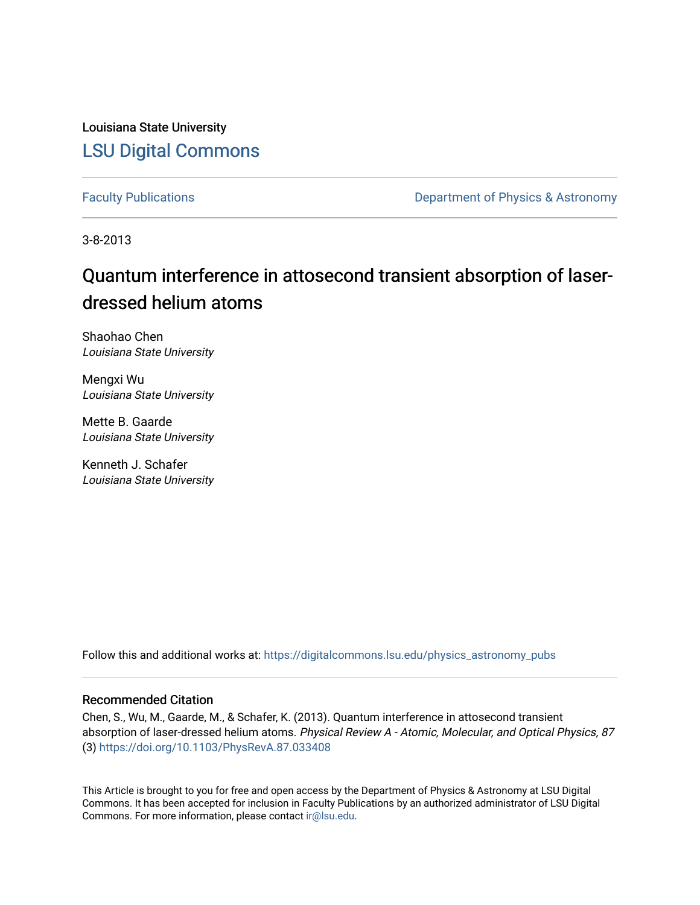Louisiana State University

LSU Digital Commons

Faculty Publications

Department of Physics & Astronomy

3-8-2013

# Quantum interference in attosecond transient absorption of laser-dressed helium atoms

Shaohao Chen
*Louisiana State University*

Mengxi Wu
*Louisiana State University*

Mette B. Gaarde
*Louisiana State University*

Kenneth J. Schafer
*Louisiana State University*

Follow this and additional works at: https://digitalcommons.lsu.edu/physics_astronomy_pubs

## Recommended Citation

Chen, S., Wu, M., Gaarde, M., & Schafer, K. (2013). Quantum interference in attosecond transient absorption of laser-dressed helium atoms. *Physical Review A - Atomic, Molecular, and Optical Physics, 87* (3) https://doi.org/10.1103/PhysRevA.87.033408

This Article is brought to you for free and open access by the Department of Physics & Astronomy at LSU Digital Commons. It has been accepted for inclusion in Faculty Publications by an authorized administrator of LSU Digital Commons. For more information, please contact ir@lsu.edu.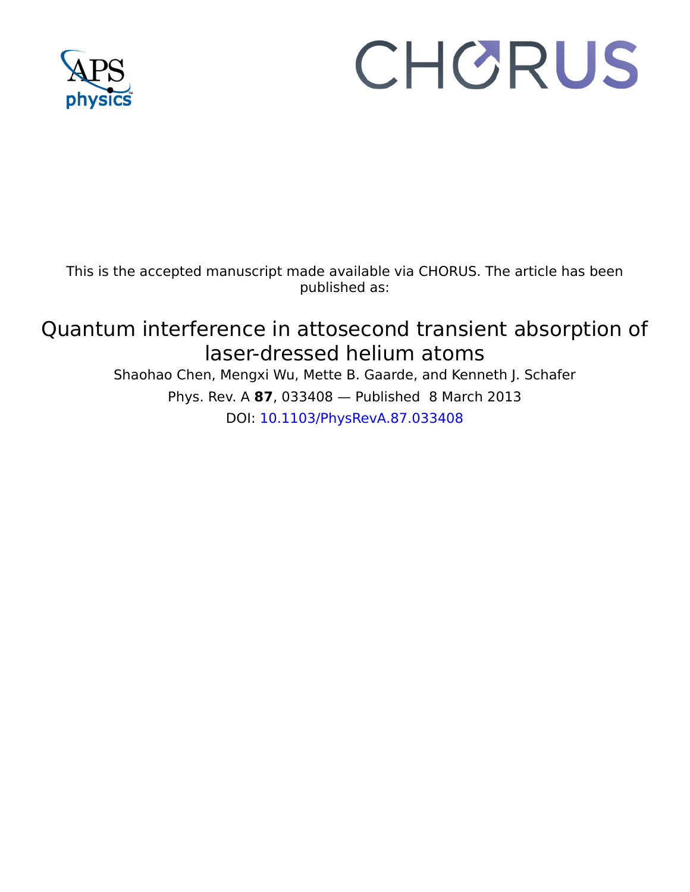This is the accepted manuscript made available via CHORUS. The article has been published as:

# Quantum interference in attosecond transient absorption of laser-dressed helium atoms

Shaohao Chen, Mengxi Wu, Mette B. Gaarde, and Kenneth J. Schafer

Phys. Rev. A **87**, 033408 — Published 8 March 2013

DOI: 10.1103/PhysRevA.87.033408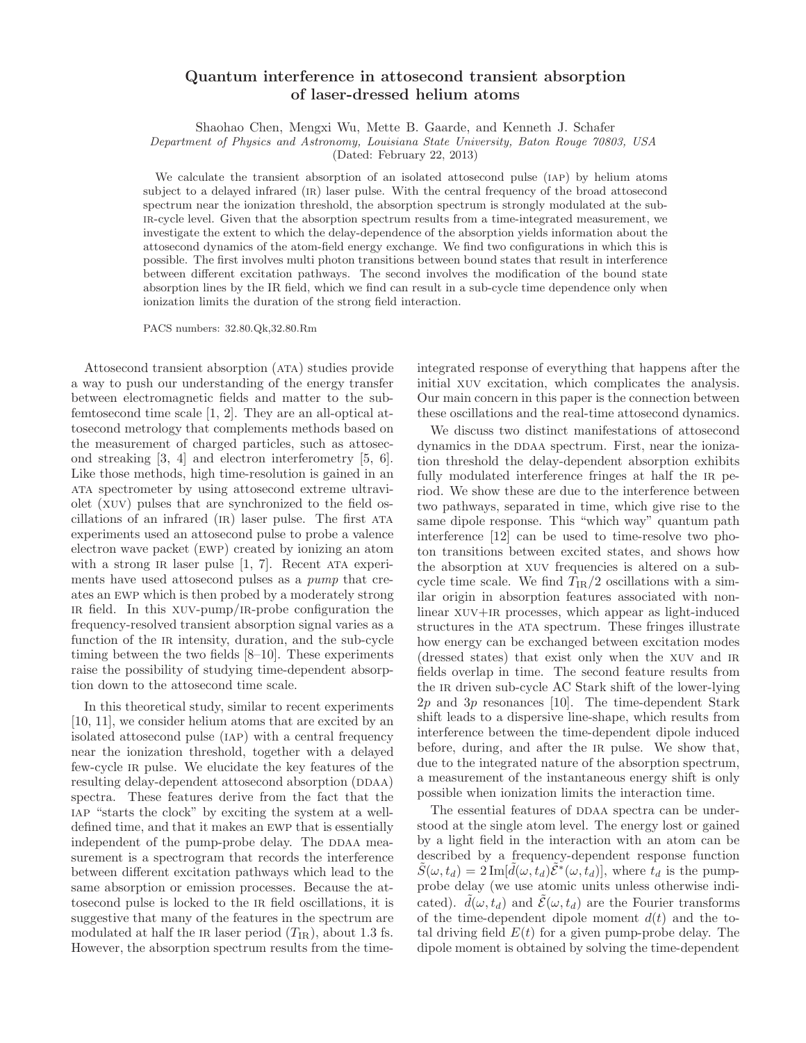# Quantum interference in attosecond transient absorption of laser-dressed helium atoms

Shaohao Chen, Mengxi Wu, Mette B. Gaarde, and Kenneth J. Schafer

*Department of Physics and Astronomy, Louisiana State University, Baton Rouge 70803, USA*

(Dated: February 22, 2013)

We calculate the transient absorption of an isolated attosecond pulse (IAP) by helium atoms subject to a delayed infrared (IR) laser pulse. With the central frequency of the broad attosecond spectrum near the ionization threshold, the absorption spectrum is strongly modulated at the sub-IR-cycle level. Given that the absorption spectrum results from a time-integrated measurement, we investigate the extent to which the delay-dependence of the absorption yields information about the attosecond dynamics of the atom-field energy exchange. We find two configurations in which this is possible. The first involves multi photon transitions between bound states that result in interference between different excitation pathways. The second involves the modification of the bound state absorption lines by the IR field, which we find can result in a sub-cycle time dependence only when ionization limits the duration of the strong field interaction.

PACS numbers: 32.80.Qk,32.80.Rm

Attosecond transient absorption (ATA) studies provide a way to push our understanding of the energy transfer between electromagnetic fields and matter to the sub-femtosecond time scale [1, 2]. They are an all-optical attosecond metrology that complements methods based on the measurement of charged particles, such as attosecond streaking [3, 4] and electron interferometry [5, 6]. Like those methods, high time-resolution is gained in an ATA spectrometer by using attosecond extreme ultraviolet (XUV) pulses that are synchronized to the field oscillations of an infrared (IR) laser pulse. The first ATA experiments used an attosecond pulse to probe a valence electron wave packet (EWP) created by ionizing an atom with a strong IR laser pulse [1, 7]. Recent ATA experiments have used attosecond pulses as a *pump* that creates an EWP which is then probed by a moderately strong IR field. In this XUV-pump/IR-probe configuration the frequency-resolved transient absorption signal varies as a function of the IR intensity, duration, and the sub-cycle timing between the two fields [8–10]. These experiments raise the possibility of studying time-dependent absorption down to the attosecond time scale.

In this theoretical study, similar to recent experiments [10, 11], we consider helium atoms that are excited by an isolated attosecond pulse (IAP) with a central frequency near the ionization threshold, together with a delayed few-cycle IR pulse. We elucidate the key features of the resulting delay-dependent attosecond absorption (DDAA) spectra. These features derive from the fact that the IAP "starts the clock" by exciting the system at a well-defined time, and that it makes an EWP that is essentially independent of the pump-probe delay. The DDAA measurement is a spectrogram that records the interference between different excitation pathways which lead to the same absorption or emission processes. Because the attosecond pulse is locked to the IR field oscillations, it is suggestive that many of the features in the spectrum are modulated at half the IR laser period ($T_{\rm IR}$), about 1.3 fs. However, the absorption spectrum results from the time-integrated response of everything that happens after the initial XUV excitation, which complicates the analysis. Our main concern in this paper is the connection between these oscillations and the real-time attosecond dynamics.

We discuss two distinct manifestations of attosecond dynamics in the DDAA spectrum. First, near the ionization threshold the delay-dependent absorption exhibits fully modulated interference fringes at half the IR period. We show these are due to the interference between two pathways, separated in time, which give rise to the same dipole response. This "which way" quantum path interference [12] can be used to time-resolve two photon transitions between excited states, and shows how the absorption at XUV frequencies is altered on a sub-cycle time scale. We find $T_{\rm IR}/2$ oscillations with a similar origin in absorption features associated with non-linear XUV+IR processes, which appear as light-induced structures in the ATA spectrum. These fringes illustrate how energy can be exchanged between excitation modes (dressed states) that exist only when the XUV and IR fields overlap in time. The second feature results from the IR driven sub-cycle AC Stark shift of the lower-lying $2p$ and $3p$ resonances [10]. The time-dependent Stark shift leads to a dispersive line-shape, which results from interference between the time-dependent dipole induced before, during, and after the IR pulse. We show that, due to the integrated nature of the absorption spectrum, a measurement of the instantaneous energy shift is only possible when ionization limits the interaction time.

The essential features of DDAA spectra can be understood at the single atom level. The energy lost or gained by a light field in the interaction with an atom can be described by a frequency-dependent response function $\tilde{S}(\omega, t_d) = 2\,\mathrm{Im}[\tilde{d}(\omega, t_d)\tilde{\mathcal{E}}^*(\omega, t_d)]$, where $t_d$ is the pump-probe delay (we use atomic units unless otherwise indicated). $\tilde{d}(\omega, t_d)$ and $\tilde{\mathcal{E}}(\omega, t_d)$ are the Fourier transforms of the time-dependent dipole moment $d(t)$ and the total driving field $E(t)$ for a given pump-probe delay. The dipole moment is obtained by solving the time-dependent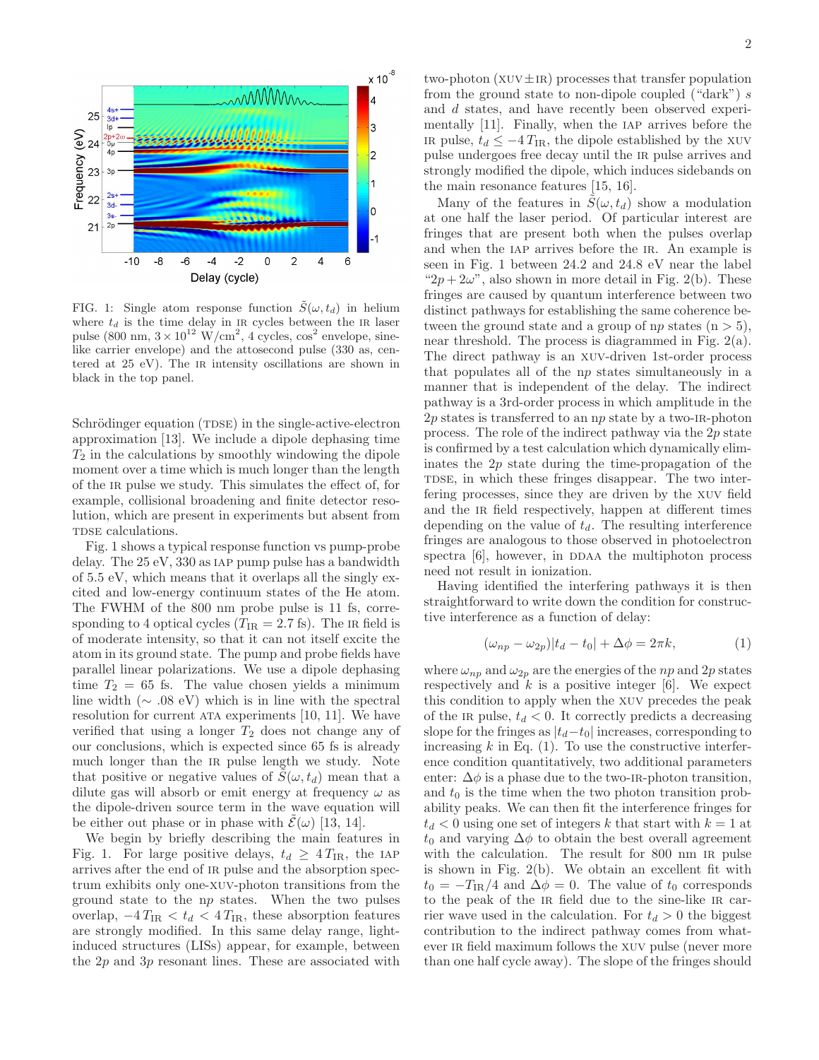FIG. 1: Single atom response function $\tilde{S}(\omega, t_d)$ in helium where $t_d$ is the time delay in IR cycles between the IR laser pulse (800 nm, $3 \times 10^{12}$ W/cm$^2$, 4 cycles, cos$^2$ envelope, sine-like carrier envelope) and the attosecond pulse (330 as, centered at 25 eV). The IR intensity oscillations are shown in black in the top panel.

Schrödinger equation (TDSE) in the single-active-electron approximation [13]. We include a dipole dephasing time $T_2$ in the calculations by smoothly windowing the dipole moment over a time which is much longer than the length of the IR pulse we study. This simulates the effect of, for example, collisional broadening and finite detector resolution, which are present in experiments but absent from TDSE calculations.

Fig. 1 shows a typical response function vs pump-probe delay. The 25 eV, 330 as IAP pump pulse has a bandwidth of 5.5 eV, which means that it overlaps all the singly excited and low-energy continuum states of the He atom. The FWHM of the 800 nm probe pulse is 11 fs, corresponding to 4 optical cycles ($T_{\text{IR}} = 2.7$ fs). The IR field is of moderate intensity, so that it can not itself excite the atom in its ground state. The pump and probe fields have parallel linear polarizations. We use a dipole dephasing time $T_2 = 65$ fs. The value chosen yields a minimum line width ($\sim .08$ eV) which is in line with the spectral resolution for current ATA experiments [10, 11]. We have verified that using a longer $T_2$ does not change any of our conclusions, which is expected since 65 fs is already much longer than the IR pulse length we study. Note that positive or negative values of $\tilde{S}(\omega, t_d)$ mean that a dilute gas will absorb or emit energy at frequency $\omega$ as the dipole-driven source term in the wave equation will be either out phase or in phase with $\tilde{\mathcal{E}}(\omega)$ [13, 14].

We begin by briefly describing the main features in Fig. 1. For large positive delays, $t_d \geq 4\,T_{\text{IR}}$, the IAP arrives after the end of IR pulse and the absorption spectrum exhibits only one-XUV-photon transitions from the ground state to the $np$ states. When the two pulses overlap, $-4\,T_{\text{IR}} < t_d < 4\,T_{\text{IR}}$, these absorption features are strongly modified. In this same delay range, light-induced structures (LISs) appear, for example, between the $2p$ and $3p$ resonant lines. These are associated with two-photon (XUV$\pm$IR) processes that transfer population from the ground state to non-dipole coupled ("dark") $s$ and $d$ states, and have recently been observed experimentally [11]. Finally, when the IAP arrives before the IR pulse, $t_d \leq -4\,T_{\text{IR}}$, the dipole established by the XUV pulse undergoes free decay until the IR pulse arrives and strongly modified the dipole, which induces sidebands on the main resonance features [15, 16].

Many of the features in $\tilde{S}(\omega, t_d)$ show a modulation at one half the laser period. Of particular interest are fringes that are present both when the pulses overlap and when the IAP arrives before the IR. An example is seen in Fig. 1 between 24.2 and 24.8 eV near the label "$2p + 2\omega$", also shown in more detail in Fig. 2(b). These fringes are caused by quantum interference between two distinct pathways for establishing the same coherence between the ground state and a group of $np$ states ($n > 5$), near threshold. The process is diagrammed in Fig. 2(a). The direct pathway is an XUV-driven 1st-order process that populates all of the $np$ states simultaneously in a manner that is independent of the delay. The indirect pathway is a 3rd-order process in which amplitude in the $2p$ states is transferred to an $np$ state by a two-IR-photon process. The role of the indirect pathway via the $2p$ state is confirmed by a test calculation which dynamically eliminates the $2p$ state during the time-propagation of the TDSE, in which these fringes disappear. The two interfering processes, since they are driven by the XUV field and the IR field respectively, happen at different times depending on the value of $t_d$. The resulting interference fringes are analogous to those observed in photoelectron spectra [6], however, in DDAA the multiphoton process need not result in ionization.

Having identified the interfering pathways it is then straightforward to write down the condition for constructive interference as a function of delay:

$$(\omega_{np} - \omega_{2p})|t_d - t_0| + \Delta\phi = 2\pi k, \tag{1}$$

where $\omega_{np}$ and $\omega_{2p}$ are the energies of the $np$ and $2p$ states respectively and $k$ is a positive integer [6]. We expect this condition to apply when the XUV precedes the peak of the IR pulse, $t_d < 0$. It correctly predicts a decreasing slope for the fringes as $|t_d - t_0|$ increases, corresponding to increasing $k$ in Eq. (1). To use the constructive interference condition quantitatively, two additional parameters enter: $\Delta\phi$ is a phase due to the two-IR-photon transition, and $t_0$ is the time when the two photon transition probability peaks. We can then fit the interference fringes for $t_d < 0$ using one set of integers $k$ that start with $k = 1$ at $t_0$ and varying $\Delta\phi$ to obtain the best overall agreement with the calculation. The result for 800 nm IR pulse is shown in Fig. 2(b). We obtain an excellent fit with $t_0 = -T_{\text{IR}}/4$ and $\Delta\phi = 0$. The value of $t_0$ corresponds to the peak of the IR field due to the sine-like IR carrier wave used in the calculation. For $t_d > 0$ the biggest contribution to the indirect pathway comes from whatever IR field maximum follows the XUV pulse (never more than one half cycle away). The slope of the fringes should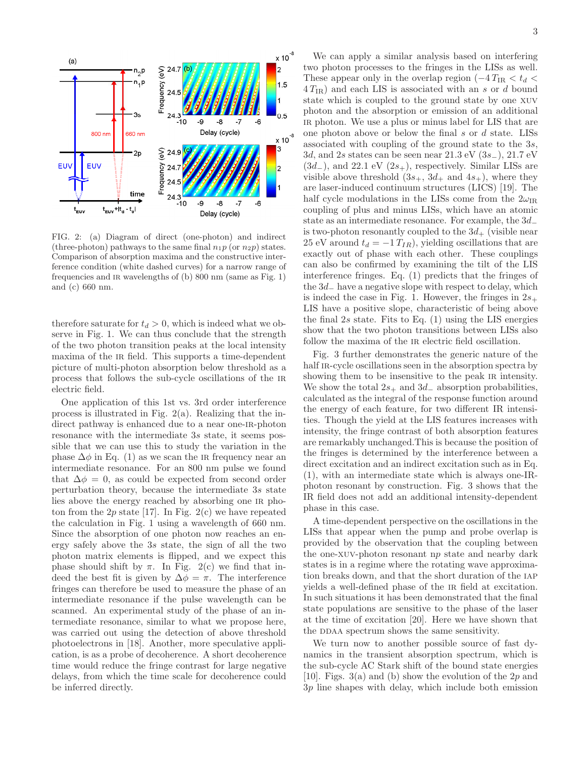FIG. 2: (a) Diagram of direct (one-photon) and indirect (three-photon) pathways to the same final $n_1p$ (or $n_2p$) states. Comparison of absorption maxima and the constructive interference condition (white dashed curves) for a narrow range of frequencies and IR wavelengths of (b) 800 nm (same as Fig. 1) and (c) 660 nm.

therefore saturate for $t_d > 0$, which is indeed what we observe in Fig. 1. We can thus conclude that the strength of the two photon transition peaks at the local intensity maxima of the IR field. This supports a time-dependent picture of multi-photon absorption below threshold as a process that follows the sub-cycle oscillations of the IR electric field.

One application of this 1st vs. 3rd order interference process is illustrated in Fig. 2(a). Realizing that the indirect pathway is enhanced due to a near one-IR-photon resonance with the intermediate $3s$ state, it seems possible that we can use this to study the variation in the phase $\Delta\phi$ in Eq. (1) as we scan the IR frequency near an intermediate resonance. For an 800 nm pulse we found that $\Delta\phi = 0$, as could be expected from second order perturbation theory, because the intermediate $3s$ state lies above the energy reached by absorbing one IR photon from the $2p$ state [17]. In Fig. 2(c) we have repeated the calculation in Fig. 1 using a wavelength of 660 nm. Since the absorption of one photon now reaches an energy safely above the $3s$ state, the sign of all the two photon matrix elements is flipped, and we expect this phase should shift by $\pi$. In Fig. 2(c) we find that indeed the best fit is given by $\Delta\phi = \pi$. The interference fringes can therefore be used to measure the phase of an intermediate resonance if the pulse wavelength can be scanned. An experimental study of the phase of an intermediate resonance, similar to what we propose here, was carried out using the detection of above threshold photoelectrons in [18]. Another, more speculative application, is as a probe of decoherence. A short decoherence time would reduce the fringe contrast for large negative delays, from which the time scale for decoherence could be inferred directly.

We can apply a similar analysis based on interfering two photon processes to the fringes in the LISs as well. These appear only in the overlap region ($-4\,T_{\mathrm{IR}} < t_d < 4\,T_{\mathrm{IR}}$) and each LIS is associated with an $s$ or $d$ bound state which is coupled to the ground state by one XUV photon and the absorption or emission of an additional IR photon. We use a plus or minus label for LIS that are one photon above or below the final $s$ or $d$ state. LISs associated with coupling of the ground state to the $3s$, $3d$, and $2s$ states can be seen near 21.3 eV ($3s_-$), 21.7 eV ($3d_-$), and 22.1 eV ($2s_+$), respectively. Similar LISs are visible above threshold ($3s_+$, $3d_+$ and $4s_+$), where they are laser-induced continuum structures (LICS) [19]. The half cycle modulations in the LISs come from the $2\omega_{\mathrm{IR}}$ coupling of plus and minus LISs, which have an atomic state as an intermediate resonance. For example, the $3d_-$ is two-photon resonantly coupled to the $3d_+$ (visible near 25 eV around $t_d = -1\,T_{IR}$), yielding oscillations that are exactly out of phase with each other. These couplings can also be confirmed by examining the tilt of the LIS interference fringes. Eq. (1) predicts that the fringes of the $3d_-$ have a negative slope with respect to delay, which is indeed the case in Fig. 1. However, the fringes in $2s_+$ LIS have a positive slope, characteristic of being above the final $2s$ state. Fits to Eq. (1) using the LIS energies show that the two photon transitions between LISs also follow the maxima of the IR electric field oscillation.

Fig. 3 further demonstrates the generic nature of the half IR-cycle oscillations seen in the absorption spectra by showing them to be insensitive to the peak IR intensity. We show the total $2s_+$ and $3d_-$ absorption probabilities, calculated as the integral of the response function around the energy of each feature, for two different IR intensities. Though the yield at the LIS features increases with intensity, the fringe contrast of both absorption features are remarkably unchanged.This is because the position of the fringes is determined by the interference between a direct excitation and an indirect excitation such as in Eq. (1), with an intermediate state which is always one-IR-photon resonant by construction. Fig. 3 shows that the IR field does not add an additional intensity-dependent phase in this case.

A time-dependent perspective on the oscillations in the LISs that appear when the pump and probe overlap is provided by the observation that the coupling between the one-XUV-photon resonant $np$ state and nearby dark states is in a regime where the rotating wave approximation breaks down, and that the short duration of the IAP yields a well-defined phase of the IR field at excitation. In such situations it has been demonstrated that the final state populations are sensitive to the phase of the laser at the time of excitation [20]. Here we have shown that the DDAA spectrum shows the same sensitivity.

We turn now to another possible source of fast dynamics in the transient absorption spectrum, which is the sub-cycle AC Stark shift of the bound state energies [10]. Figs. 3(a) and (b) show the evolution of the $2p$ and $3p$ line shapes with delay, which include both emission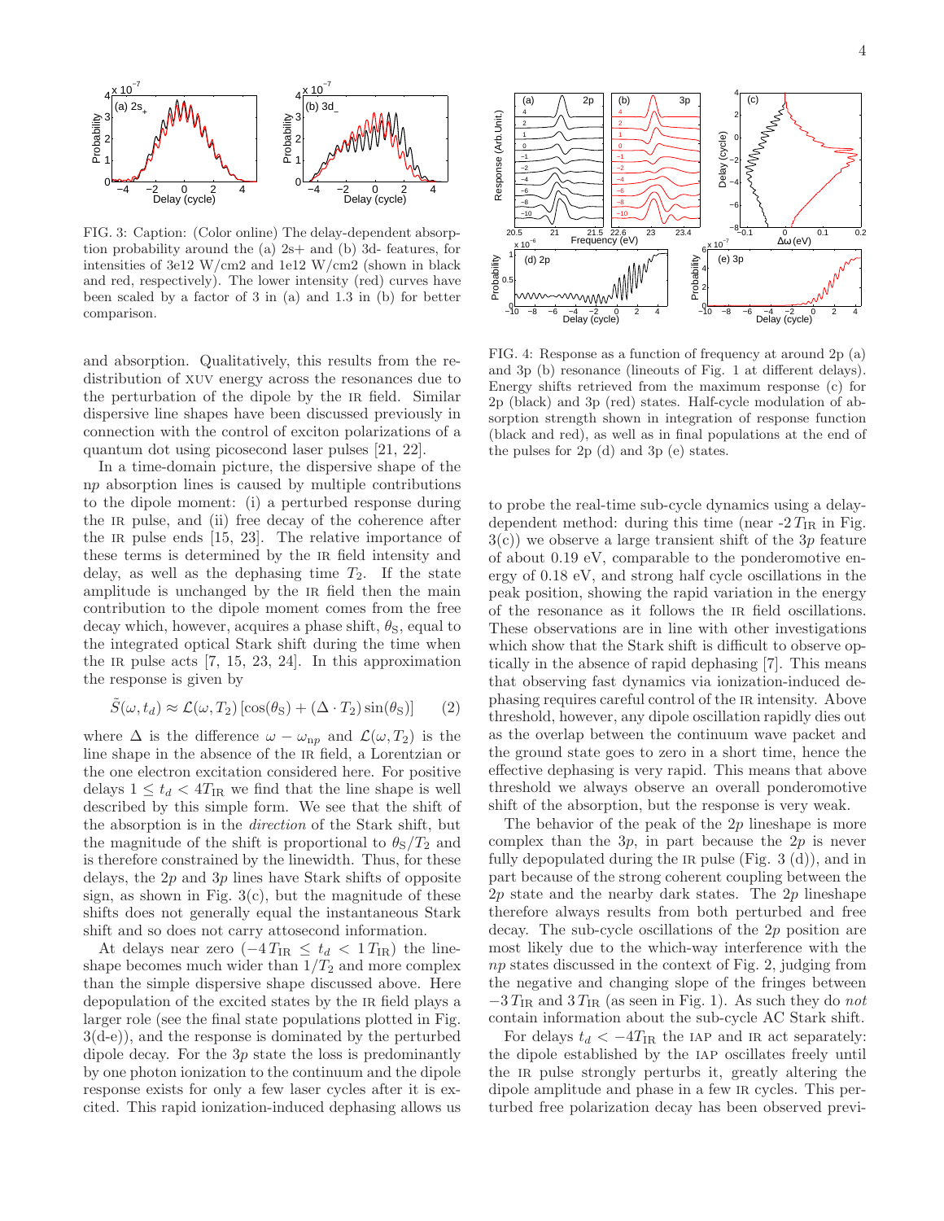FIG. 3: Caption: (Color online) The delay-dependent absorption probability around the (a) 2s+ and (b) 3d- features, for intensities of 3e12 W/cm2 and 1e12 W/cm2 (shown in black and red, respectively). The lower intensity (red) curves have been scaled by a factor of 3 in (a) and 1.3 in (b) for better comparison.

and absorption. Qualitatively, this results from the redistribution of XUV energy across the resonances due to the perturbation of the dipole by the IR field. Similar dispersive line shapes have been discussed previously in connection with the control of exciton polarizations of a quantum dot using picosecond laser pulses [21, 22].

In a time-domain picture, the dispersive shape of the $np$ absorption lines is caused by multiple contributions to the dipole moment: (i) a perturbed response during the IR pulse, and (ii) free decay of the coherence after the IR pulse ends [15, 23]. The relative importance of these terms is determined by the IR field intensity and delay, as well as the dephasing time $T_2$. If the state amplitude is unchanged by the IR field then the main contribution to the dipole moment comes from the free decay which, however, acquires a phase shift, $\theta_S$, equal to the integrated optical Stark shift during the time when the IR pulse acts [7, 15, 23, 24]. In this approximation the response is given by

$$\tilde{S}(\omega, t_d) \approx \mathcal{L}(\omega, T_2)\left[\cos(\theta_S) + (\Delta \cdot T_2)\sin(\theta_S)\right] \qquad (2)$$

where $\Delta$ is the difference $\omega - \omega_{np}$ and $\mathcal{L}(\omega, T_2)$ is the line shape in the absence of the IR field, a Lorentzian or the one electron excitation considered here. For positive delays $1 \leq t_d < 4T_{\rm IR}$ we find that the line shape is well described by this simple form. We see that the shift of the absorption is in the *direction* of the Stark shift, but the magnitude of the shift is proportional to $\theta_S/T_2$ and is therefore constrained by the linewidth. Thus, for these delays, the $2p$ and $3p$ lines have Stark shifts of opposite sign, as shown in Fig. 3(c), but the magnitude of these shifts does not generally equal the instantaneous Stark shift and so does not carry attosecond information.

At delays near zero ($-4\,T_{\rm IR} \leq t_d < 1\,T_{\rm IR}$) the lineshape becomes much wider than $1/T_2$ and more complex than the simple dispersive shape discussed above. Here depopulation of the excited states by the IR field plays a larger role (see the final state populations plotted in Fig. 3(d-e)), and the response is dominated by the perturbed dipole decay. For the $3p$ state the loss is predominantly by one photon ionization to the continuum and the dipole response exists for only a few laser cycles after it is excited. This rapid ionization-induced dephasing allows us to probe the real-time sub-cycle dynamics using a delay-dependent method: during this time (near $-2\,T_{\rm IR}$ in Fig. 3(c)) we observe a large transient shift of the $3p$ feature of about 0.19 eV, comparable to the ponderomotive energy of 0.18 eV, and strong half cycle oscillations in the peak position, showing the rapid variation in the energy of the resonance as it follows the IR field oscillations. These observations are in line with other investigations which show that the Stark shift is difficult to observe optically in the absence of rapid dephasing [7]. This means that observing fast dynamics via ionization-induced dephasing requires careful control of the IR intensity. Above threshold, however, any dipole oscillation rapidly dies out as the overlap between the continuum wave packet and the ground state goes to zero in a short time, hence the effective dephasing is very rapid. This means that above threshold we always observe an overall ponderomotive shift of the absorption, but the response is very weak.

FIG. 4: Response as a function of frequency at around 2p (a) and 3p (b) resonance (lineouts of Fig. 1 at different delays). Energy shifts retrieved from the maximum response (c) for 2p (black) and 3p (red) states. Half-cycle modulation of absorption strength shown in integration of response function (black and red), as well as in final populations at the end of the pulses for 2p (d) and 3p (e) states.

The behavior of the peak of the $2p$ lineshape is more complex than the $3p$, in part because the $2p$ is never fully depopulated during the IR pulse (Fig. 3 (d)), and in part because of the strong coherent coupling between the $2p$ state and the nearby dark states. The $2p$ lineshape therefore always results from both perturbed and free decay. The sub-cycle oscillations of the $2p$ position are most likely due to the which-way interference with the $np$ states discussed in the context of Fig. 2, judging from the negative and changing slope of the fringes between $-3\,T_{\rm IR}$ and $3\,T_{\rm IR}$ (as seen in Fig. 1). As such they do *not* contain information about the sub-cycle AC Stark shift.

For delays $t_d < -4T_{\rm IR}$ the IAP and IR act separately: the dipole established by the IAP oscillates freely until the IR pulse strongly perturbs it, greatly altering the dipole amplitude and phase in a few IR cycles. This perturbed free polarization decay has been observed previ-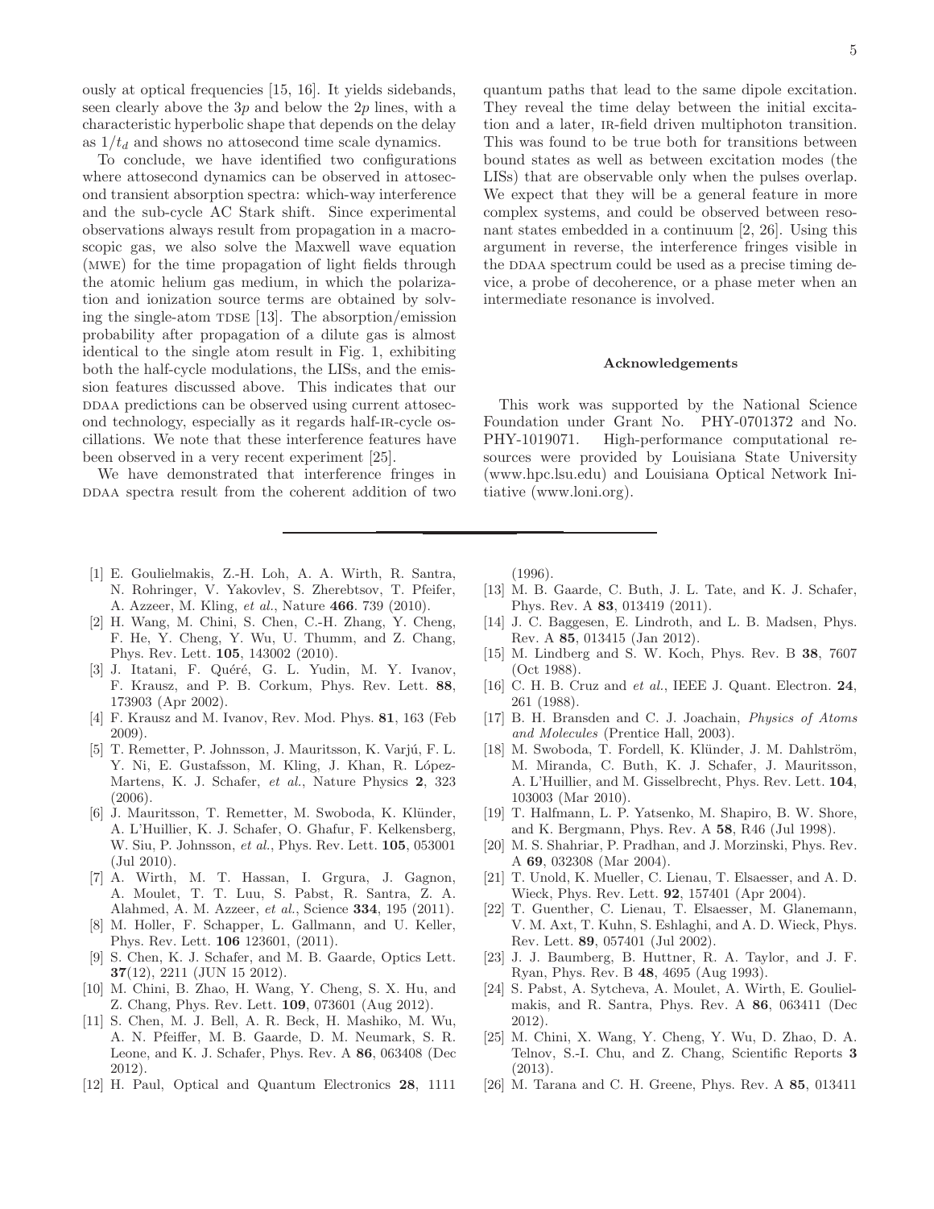ously at optical frequencies [15, 16]. It yields sidebands, seen clearly above the $3p$ and below the $2p$ lines, with a characteristic hyperbolic shape that depends on the delay as $1/t_d$ and shows no attosecond time scale dynamics.

To conclude, we have identified two configurations where attosecond dynamics can be observed in attosecond transient absorption spectra: which-way interference and the sub-cycle AC Stark shift. Since experimental observations always result from propagation in a macroscopic gas, we also solve the Maxwell wave equation (MWE) for the time propagation of light fields through the atomic helium gas medium, in which the polarization and ionization source terms are obtained by solving the single-atom TDSE [13]. The absorption/emission probability after propagation of a dilute gas is almost identical to the single atom result in Fig. 1, exhibiting both the half-cycle modulations, the LISs, and the emission features discussed above. This indicates that our DDAA predictions can be observed using current attosecond technology, especially as it regards half-IR-cycle oscillations. We note that these interference features have been observed in a very recent experiment [25].

We have demonstrated that interference fringes in DDAA spectra result from the coherent addition of two quantum paths that lead to the same dipole excitation. They reveal the time delay between the initial excitation and a later, IR-field driven multiphoton transition. This was found to be true both for transitions between bound states as well as between excitation modes (the LISs) that are observable only when the pulses overlap. We expect that they will be a general feature in more complex systems, and could be observed between resonant states embedded in a continuum [2, 26]. Using this argument in reverse, the interference fringes visible in the DDAA spectrum could be used as a precise timing device, a probe of decoherence, or a phase meter when an intermediate resonance is involved.

#### Acknowledgements

This work was supported by the National Science Foundation under Grant No. PHY-0701372 and No. PHY-1019071. High-performance computational resources were provided by Louisiana State University (www.hpc.lsu.edu) and Louisiana Optical Network Initiative (www.loni.org).

---

[1] E. Goulielmakis, Z.-H. Loh, A. A. Wirth, R. Santra, N. Rohringer, V. Yakovlev, S. Zherebtsov, T. Pfeifer, A. Azzeer, M. Kling, *et al.*, Nature **466**. 739 (2010).

[2] H. Wang, M. Chini, S. Chen, C.-H. Zhang, Y. Cheng, F. He, Y. Cheng, Y. Wu, U. Thumm, and Z. Chang, Phys. Rev. Lett. **105**, 143002 (2010).

[3] J. Itatani, F. Quéré, G. L. Yudin, M. Y. Ivanov, F. Krausz, and P. B. Corkum, Phys. Rev. Lett. **88**, 173903 (Apr 2002).

[4] F. Krausz and M. Ivanov, Rev. Mod. Phys. **81**, 163 (Feb 2009).

[5] T. Remetter, P. Johnsson, J. Mauritsson, K. Varjú, F. L. Y. Ni, E. Gustafsson, M. Kling, J. Khan, R. López-Martens, K. J. Schafer, *et al.*, Nature Physics **2**, 323 (2006).

[6] J. Mauritsson, T. Remetter, M. Swoboda, K. Klünder, A. L'Huillier, K. J. Schafer, O. Ghafur, F. Kelkensberg, W. Siu, P. Johnsson, *et al.*, Phys. Rev. Lett. **105**, 053001 (Jul 2010).

[7] A. Wirth, M. T. Hassan, I. Grgura, J. Gagnon, A. Moulet, T. T. Luu, S. Pabst, R. Santra, Z. A. Alahmed, A. M. Azzeer, *et al.*, Science **334**, 195 (2011).

[8] M. Holler, F. Schapper, L. Gallmann, and U. Keller, Phys. Rev. Lett. **106** 123601, (2011).

[9] S. Chen, K. J. Schafer, and M. B. Gaarde, Optics Lett. **37**(12), 2211 (JUN 15 2012).

[10] M. Chini, B. Zhao, H. Wang, Y. Cheng, S. X. Hu, and Z. Chang, Phys. Rev. Lett. **109**, 073601 (Aug 2012).

[11] S. Chen, M. J. Bell, A. R. Beck, H. Mashiko, M. Wu, A. N. Pfeiffer, M. B. Gaarde, D. M. Neumark, S. R. Leone, and K. J. Schafer, Phys. Rev. A **86**, 063408 (Dec 2012).

[12] H. Paul, Optical and Quantum Electronics **28**, 1111 (1996).

[13] M. B. Gaarde, C. Buth, J. L. Tate, and K. J. Schafer, Phys. Rev. A **83**, 013419 (2011).

[14] J. C. Baggesen, E. Lindroth, and L. B. Madsen, Phys. Rev. A **85**, 013415 (Jan 2012).

[15] M. Lindberg and S. W. Koch, Phys. Rev. B **38**, 7607 (Oct 1988).

[16] C. H. B. Cruz and *et al.*, IEEE J. Quant. Electron. **24**, 261 (1988).

[17] B. H. Bransden and C. J. Joachain, *Physics of Atoms and Molecules* (Prentice Hall, 2003).

[18] M. Swoboda, T. Fordell, K. Klünder, J. M. Dahlström, M. Miranda, C. Buth, K. J. Schafer, J. Mauritsson, A. L'Huillier, and M. Gisselbrecht, Phys. Rev. Lett. **104**, 103003 (Mar 2010).

[19] T. Halfmann, L. P. Yatsenko, M. Shapiro, B. W. Shore, and K. Bergmann, Phys. Rev. A **58**, R46 (Jul 1998).

[20] M. S. Shahriar, P. Pradhan, and J. Morzinski, Phys. Rev. A **69**, 032308 (Mar 2004).

[21] T. Unold, K. Mueller, C. Lienau, T. Elsaesser, and A. D. Wieck, Phys. Rev. Lett. **92**, 157401 (Apr 2004).

[22] T. Guenther, C. Lienau, T. Elsaesser, M. Glanemann, V. M. Axt, T. Kuhn, S. Eshlaghi, and A. D. Wieck, Phys. Rev. Lett. **89**, 057401 (Jul 2002).

[23] J. J. Baumberg, B. Huttner, R. A. Taylor, and J. F. Ryan, Phys. Rev. B **48**, 4695 (Aug 1993).

[24] S. Pabst, A. Sytcheva, A. Moulet, A. Wirth, E. Goulielmakis, and R. Santra, Phys. Rev. A **86**, 063411 (Dec 2012).

[25] M. Chini, X. Wang, Y. Cheng, Y. Wu, D. Zhao, D. A. Telnov, S.-I. Chu, and Z. Chang, Scientific Reports **3** (2013).

[26] M. Tarana and C. H. Greene, Phys. Rev. A **85**, 013411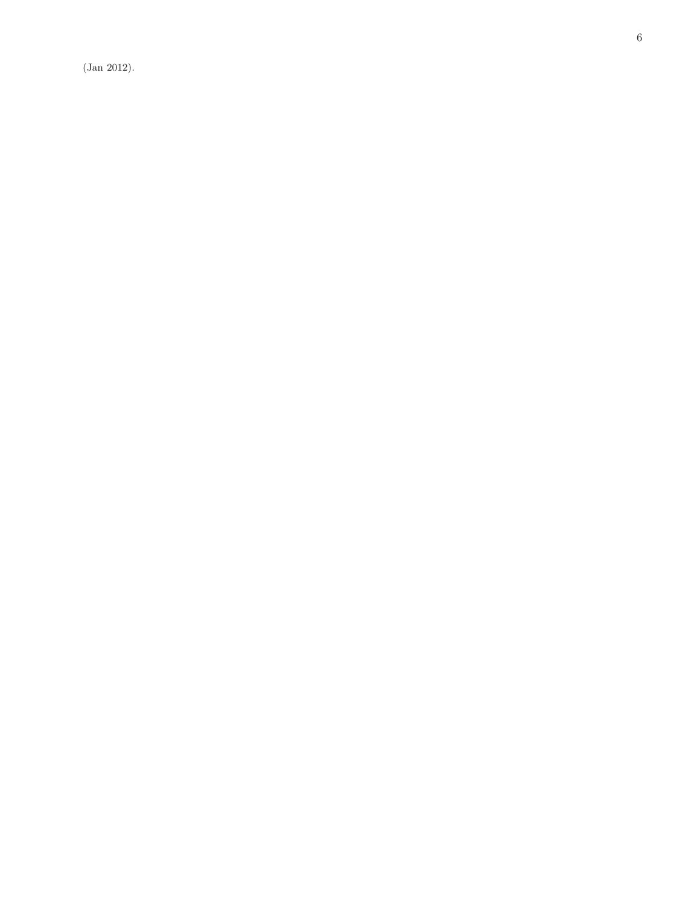(Jan 2012).